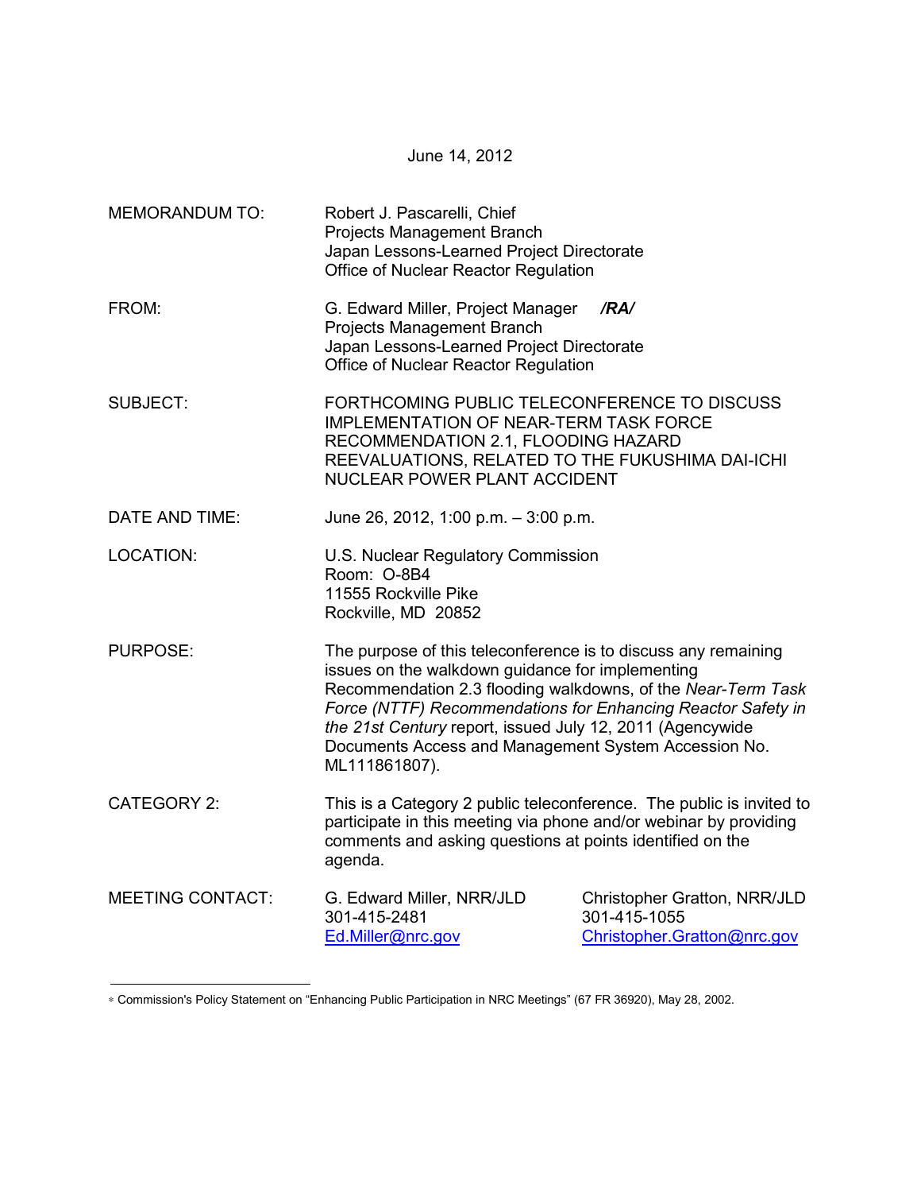June 14, 2012

| | |
|---|---|
| MEMORANDUM TO: | Robert J. Pascarelli, Chief<br>Projects Management Branch<br>Japan Lessons-Learned Project Directorate<br>Office of Nuclear Reactor Regulation |
| FROM: | G. Edward Miller, Project Manager ***/RA/***<br>Projects Management Branch<br>Japan Lessons-Learned Project Directorate<br>Office of Nuclear Reactor Regulation |
| SUBJECT: | FORTHCOMING PUBLIC TELECONFERENCE TO DISCUSS IMPLEMENTATION OF NEAR-TERM TASK FORCE RECOMMENDATION 2.1, FLOODING HAZARD REEVALUATIONS, RELATED TO THE FUKUSHIMA DAI-ICHI NUCLEAR POWER PLANT ACCIDENT |
| DATE AND TIME: | June 26, 2012, 1:00 p.m. – 3:00 p.m. |
| LOCATION: | U.S. Nuclear Regulatory Commission<br>Room: O-8B4<br>11555 Rockville Pike<br>Rockville, MD 20852 |
| PURPOSE: | The purpose of this teleconference is to discuss any remaining issues on the walkdown guidance for implementing Recommendation 2.3 flooding walkdowns, of the *Near-Term Task Force (NTTF) Recommendations for Enhancing Reactor Safety in the 21st Century* report, issued July 12, 2011 (Agencywide Documents Access and Management System Accession No. ML111861807). |
| CATEGORY 2: | This is a Category 2 public teleconference. The public is invited to participate in this meeting via phone and/or webinar by providing comments and asking questions at points identified on the agenda. |
| MEETING CONTACT: | G. Edward Miller, NRR/JLD<br>301-415-2481<br>Ed.Miller@nrc.gov<br><br>Christopher Gratton, NRR/JLD<br>301-415-1055<br>Christopher.Gratton@nrc.gov |

---

* Commission's Policy Statement on "Enhancing Public Participation in NRC Meetings" (67 FR 36920), May 28, 2002.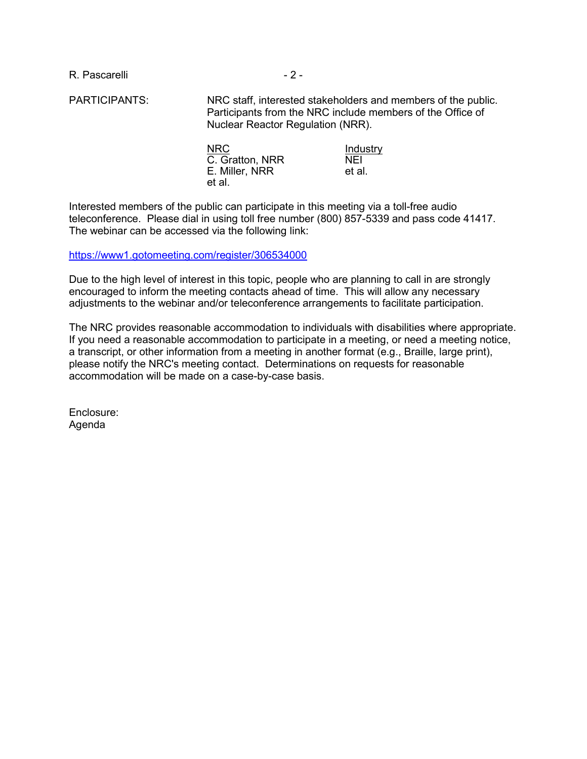PARTICIPANTS: NRC staff, interested stakeholders and members of the public. Participants from the NRC include members of the Office of Nuclear Reactor Regulation (NRR).

| NRC | Industry |
|---|---|
| C. Gratton, NRR | NEI |
| E. Miller, NRR | et al. |
| et al. | |

Interested members of the public can participate in this meeting via a toll-free audio teleconference. Please dial in using toll free number (800) 857-5339 and pass code 41417. The webinar can be accessed via the following link:

https://www1.gotomeeting.com/register/306534000

Due to the high level of interest in this topic, people who are planning to call in are strongly encouraged to inform the meeting contacts ahead of time. This will allow any necessary adjustments to the webinar and/or teleconference arrangements to facilitate participation.

The NRC provides reasonable accommodation to individuals with disabilities where appropriate. If you need a reasonable accommodation to participate in a meeting, or need a meeting notice, a transcript, or other information from a meeting in another format (e.g., Braille, large print), please notify the NRC's meeting contact. Determinations on requests for reasonable accommodation will be made on a case-by-case basis.

Enclosure:
Agenda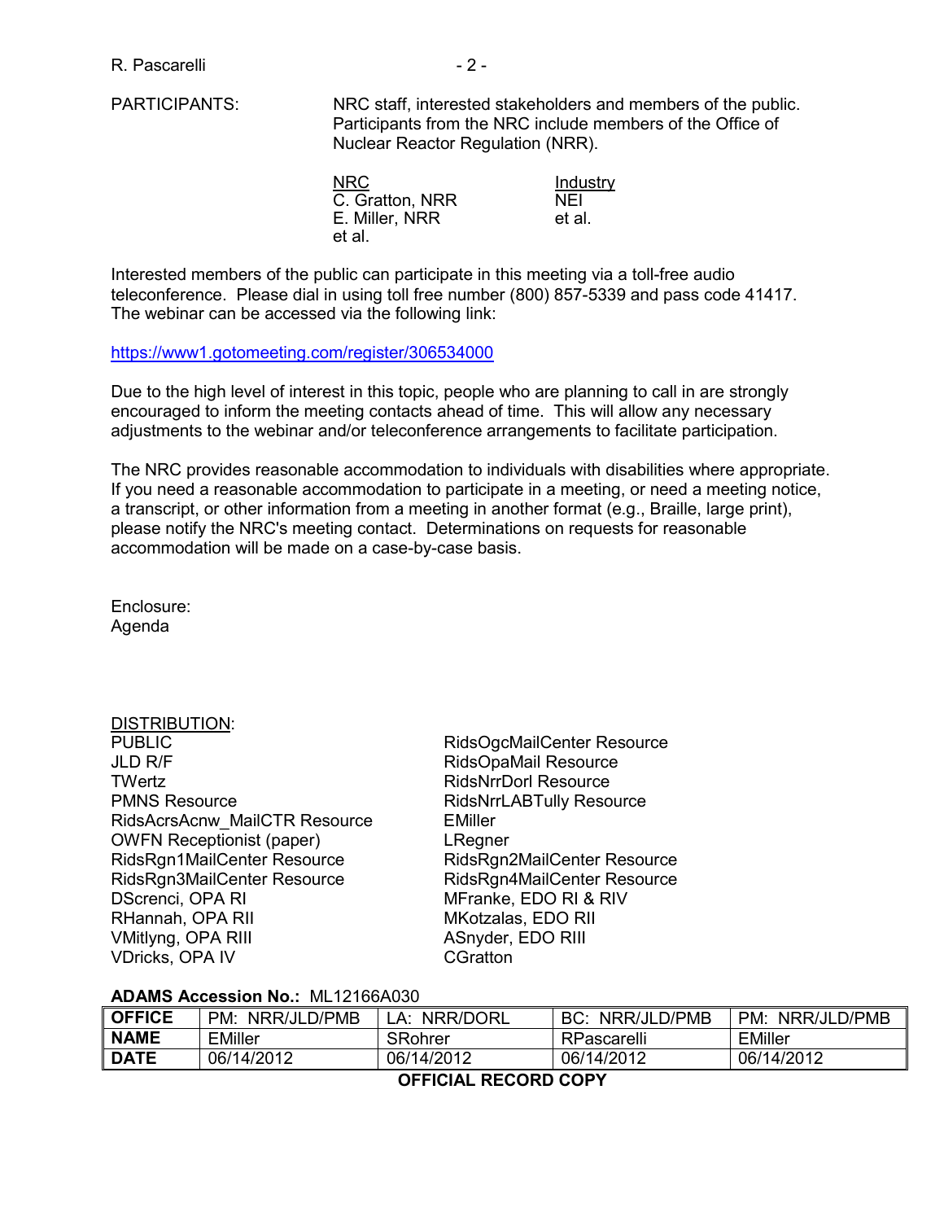PARTICIPANTS: NRC staff, interested stakeholders and members of the public. Participants from the NRC include members of the Office of Nuclear Reactor Regulation (NRR).

| NRC | Industry |
|---|---|
| C. Gratton, NRR | NEI |
| E. Miller, NRR | et al. |
| et al. | |

Interested members of the public can participate in this meeting via a toll-free audio teleconference. Please dial in using toll free number (800) 857-5339 and pass code 41417. The webinar can be accessed via the following link:

https://www1.gotomeeting.com/register/306534000

Due to the high level of interest in this topic, people who are planning to call in are strongly encouraged to inform the meeting contacts ahead of time. This will allow any necessary adjustments to the webinar and/or teleconference arrangements to facilitate participation.

The NRC provides reasonable accommodation to individuals with disabilities where appropriate. If you need a reasonable accommodation to participate in a meeting, or need a meeting notice, a transcript, or other information from a meeting in another format (e.g., Braille, large print), please notify the NRC's meeting contact. Determinations on requests for reasonable accommodation will be made on a case-by-case basis.

Enclosure:
Agenda

DISTRIBUTION:

| | |
|---|---|
| PUBLIC | RidsOgcMailCenter Resource |
| JLD R/F | RidsOpaMail Resource |
| TWertz | RidsNrrDorl Resource |
| PMNS Resource | RidsNrrLABTully Resource |
| RidsAcrsAcnw_MailCTR Resource | EMiller |
| OWFN Receptionist (paper) | LRegner |
| RidsRgn1MailCenter Resource | RidsRgn2MailCenter Resource |
| RidsRgn3MailCenter Resource | RidsRgn4MailCenter Resource |
| DScrenci, OPA RI | MFranke, EDO RI & RIV |
| RHannah, OPA RII | MKotzalas, EDO RII |
| VMitlyng, OPA RIII | ASnyder, EDO RIII |
| VDricks, OPA IV | CGratton |

**ADAMS Accession No.:** ML12166A030

| **OFFICE** | PM: NRR/JLD/PMB | LA: NRR/DORL | BC: NRR/JLD/PMB | PM: NRR/JLD/PMB |
|---|---|---|---|---|
| **NAME** | EMiller | SRohrer | RPascarelli | EMiller |
| **DATE** | 06/14/2012 | 06/14/2012 | 06/14/2012 | 06/14/2012 |

**OFFICIAL RECORD COPY**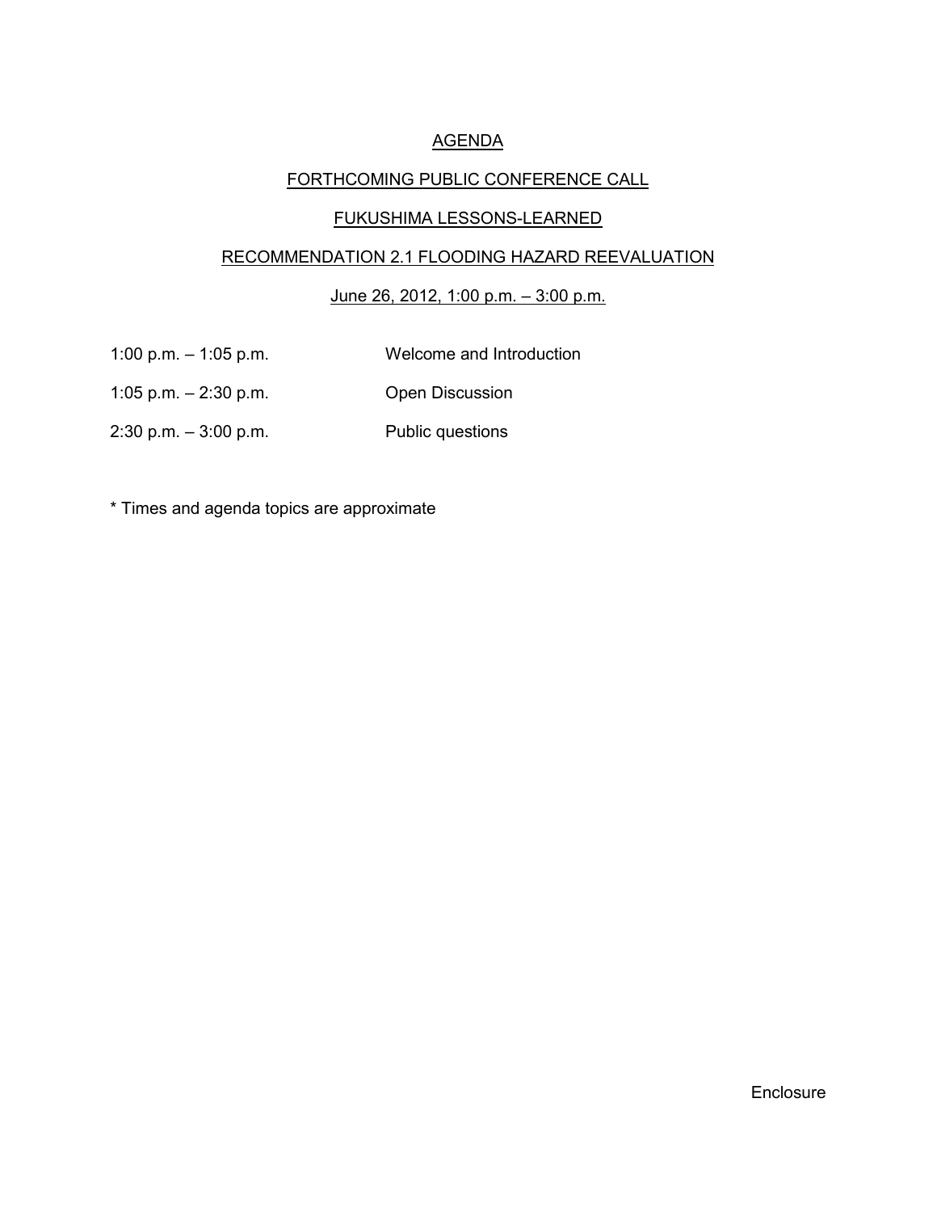# AGENDA

## FORTHCOMING PUBLIC CONFERENCE CALL

## FUKUSHIMA LESSONS-LEARNED

## RECOMMENDATION 2.1 FLOODING HAZARD REEVALUATION

June 26, 2012, 1:00 p.m. – 3:00 p.m.

| | |
|---|---|
| 1:00 p.m. – 1:05 p.m. | Welcome and Introduction |
| 1:05 p.m. – 2:30 p.m. | Open Discussion |
| 2:30 p.m. – 3:00 p.m. | Public questions |

* Times and agenda topics are approximate

Enclosure